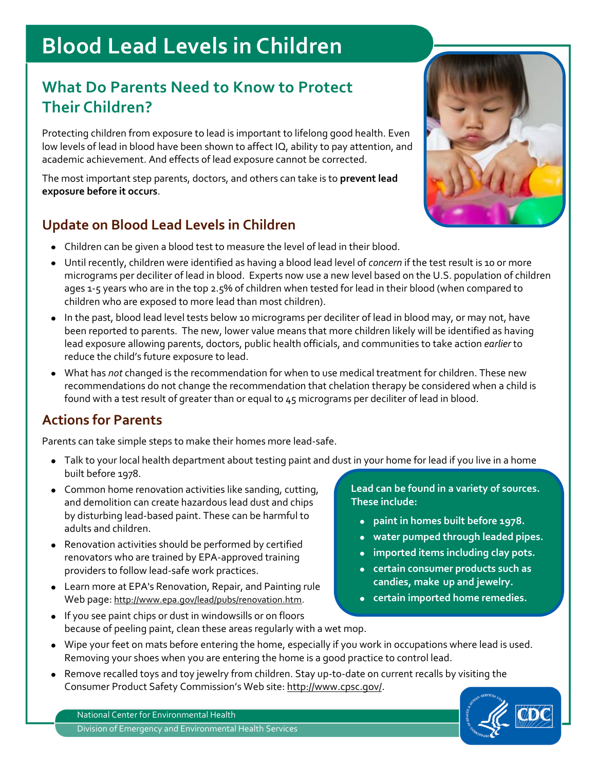# Blood Lead Levels in Children

## What Do Parents Need to Know to Protect Their Children?

Protecting children from exposure to lead is important to lifelong good health. Even low levels of lead in blood have been shown to affect IQ, ability to pay attention, and academic achievement. And effects of lead exposure cannot be corrected.

The most important step parents, doctors, and others can take is to **prevent lead exposure before it occurs**.

### Update on Blood Lead Levels in Children

- Children can be given a blood test to measure the level of lead in their blood.
- Until recently, children were identified as having a blood lead level of *concern* if the test result is 10 or more micrograms per deciliter of lead in blood. Experts now use a new level based on the U.S. population of children ages 1-5 years who are in the top 2.5% of children when tested for lead in their blood (when compared to children who are exposed to more lead than most children).
- In the past, blood lead level tests below 10 micrograms per deciliter of lead in blood may, or may not, have been reported to parents. The new, lower value means that more children likely will be identified as having lead exposure allowing parents, doctors, public health officials, and communities to take action *earlier* to reduce the child's future exposure to lead.
- What has *not* changed is the recommendation for when to use medical treatment for children. These new recommendations do not change the recommendation that chelation therapy be considered when a child is found with a test result of greater than or equal to 45 micrograms per deciliter of lead in blood.

### Actions for Parents

Parents can take simple steps to make their homes more lead-safe.

- Talk to your local health department about testing paint and dust in your home for lead if you live in a home built before 1978.
- Common home renovation activities like sanding, cutting, and demolition can create hazardous lead dust and chips by disturbing lead-based paint. These can be harmful to adults and children.
- Renovation activities should be performed by certified renovators who are trained by EPA-approved training providers to follow lead-safe work practices.
- Learn more at EPA's Renovation, Repair, and Painting rule Web page: http://www.epa.gov/lead/pubs/renovation.htm.
- If you see paint chips or dust in windowsills or on floors because of peeling paint, clean these areas regularly with a wet mop.
- Wipe your feet on mats before entering the home, especially if you work in occupations where lead is used. Removing your shoes when you are entering the home is a good practice to control lead.
- Remove recalled toys and toy jewelry from children. Stay up-to-date on current recalls by visiting the Consumer Product Safety Commission's Web site: http://www.cpsc.gov/.

**Lead can be found in a variety of sources. These include:**

- **paint in homes built before 1978.**
- **water pumped through leaded pipes.**
- **imported items including clay pots.**
- **certain consumer products such as candies, make up and jewelry.**
- **certain imported home remedies.**

National Center for Environmental Health
Division of Emergency and Environmental Health Services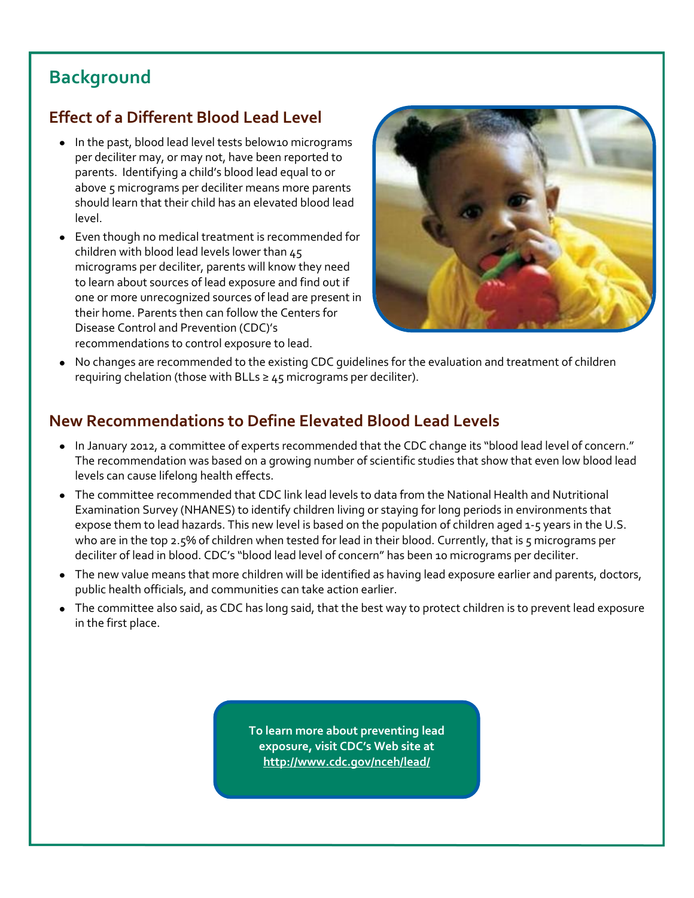## Background

### Effect of a Different Blood Lead Level

- In the past, blood lead level tests below10 micrograms per deciliter may, or may not, have been reported to parents. Identifying a child's blood lead equal to or above 5 micrograms per deciliter means more parents should learn that their child has an elevated blood lead level.
- Even though no medical treatment is recommended for children with blood lead levels lower than 45 micrograms per deciliter, parents will know they need to learn about sources of lead exposure and find out if one or more unrecognized sources of lead are present in their home. Parents then can follow the Centers for Disease Control and Prevention (CDC)'s recommendations to control exposure to lead.
- No changes are recommended to the existing CDC guidelines for the evaluation and treatment of children requiring chelation (those with BLLs ≥ 45 micrograms per deciliter).

### New Recommendations to Define Elevated Blood Lead Levels

- In January 2012, a committee of experts recommended that the CDC change its "blood lead level of concern." The recommendation was based on a growing number of scientific studies that show that even low blood lead levels can cause lifelong health effects.
- The committee recommended that CDC link lead levels to data from the National Health and Nutritional Examination Survey (NHANES) to identify children living or staying for long periods in environments that expose them to lead hazards. This new level is based on the population of children aged 1-5 years in the U.S. who are in the top 2.5% of children when tested for lead in their blood. Currently, that is 5 micrograms per deciliter of lead in blood. CDC's "blood lead level of concern" has been 10 micrograms per deciliter.
- The new value means that more children will be identified as having lead exposure earlier and parents, doctors, public health officials, and communities can take action earlier.
- The committee also said, as CDC has long said, that the best way to protect children is to prevent lead exposure in the first place.

**To learn more about preventing lead exposure, visit CDC's Web site at http://www.cdc.gov/nceh/lead/**